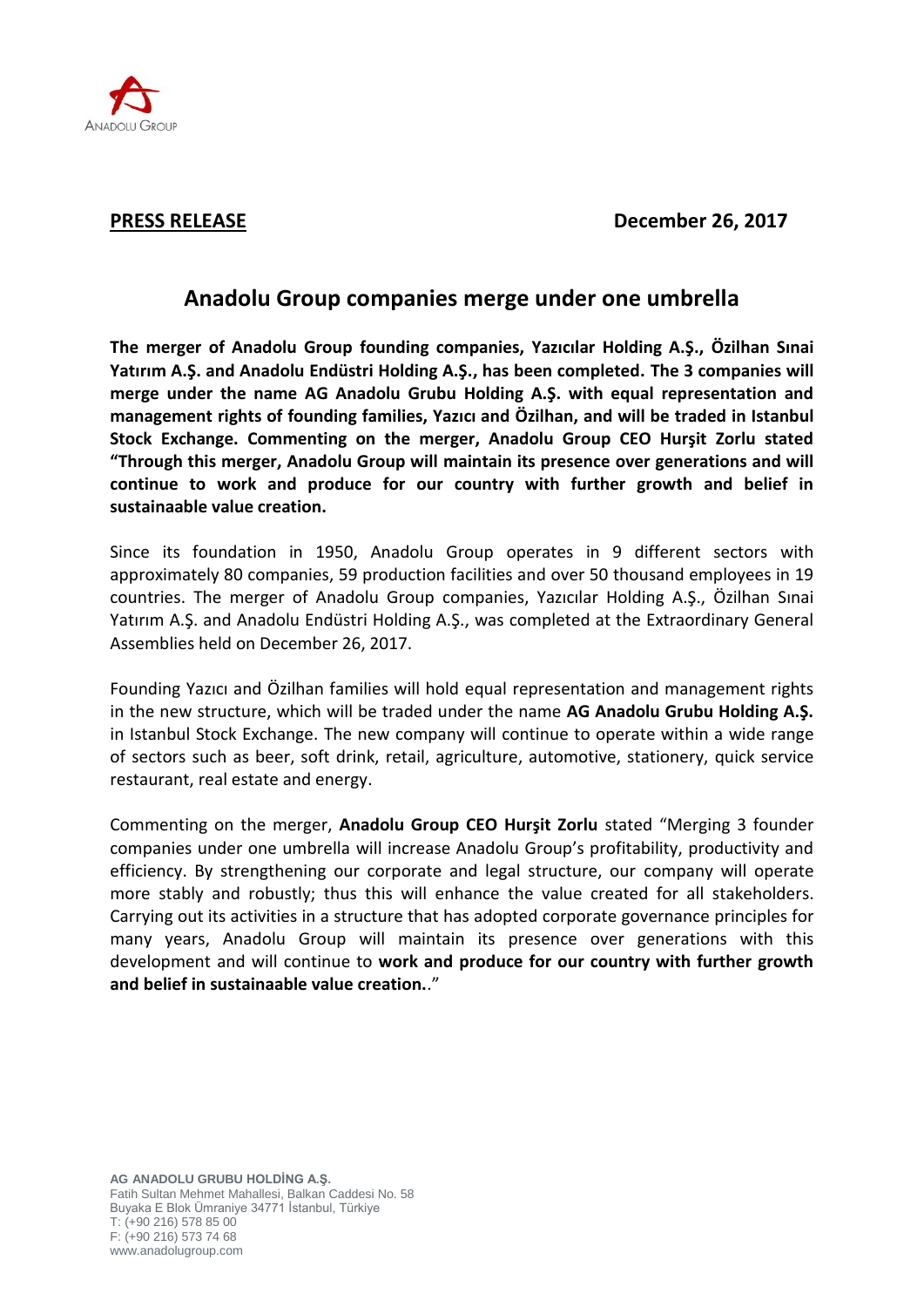ANADOLU GROUP

**PRESS RELEASE** **December 26, 2017**

# Anadolu Group companies merge under one umbrella

**The merger of Anadolu Group founding companies, Yazıcılar Holding A.Ş., Özilhan Sınai Yatırım A.Ş. and Anadolu Endüstri Holding A.Ş., has been completed. The 3 companies will merge under the name AG Anadolu Grubu Holding A.Ş. with equal representation and management rights of founding families, Yazıcı and Özilhan, and will be traded in Istanbul Stock Exchange. Commenting on the merger, Anadolu Group CEO Hurşit Zorlu stated "Through this merger, Anadolu Group will maintain its presence over generations and will continue to work and produce for our country with further growth and belief in sustainaable value creation.**

Since its foundation in 1950, Anadolu Group operates in 9 different sectors with approximately 80 companies, 59 production facilities and over 50 thousand employees in 19 countries. The merger of Anadolu Group companies, Yazıcılar Holding A.Ş., Özilhan Sınai Yatırım A.Ş. and Anadolu Endüstri Holding A.Ş., was completed at the Extraordinary General Assemblies held on December 26, 2017.

Founding Yazıcı and Özilhan families will hold equal representation and management rights in the new structure, which will be traded under the name **AG Anadolu Grubu Holding A.Ş.** in Istanbul Stock Exchange. The new company will continue to operate within a wide range of sectors such as beer, soft drink, retail, agriculture, automotive, stationery, quick service restaurant, real estate and energy.

Commenting on the merger, **Anadolu Group CEO Hurşit Zorlu** stated "Merging 3 founder companies under one umbrella will increase Anadolu Group's profitability, productivity and efficiency. By strengthening our corporate and legal structure, our company will operate more stably and robustly; thus this will enhance the value created for all stakeholders. Carrying out its activities in a structure that has adopted corporate governance principles for many years, Anadolu Group will maintain its presence over generations with this development and will continue to **work and produce for our country with further growth and belief in sustainaable value creation.**."

**AG ANADOLU GRUBU HOLDİNG A.Ş.**
Fatih Sultan Mehmet Mahallesi, Balkan Caddesi No. 58
Buyaka E Blok Ümraniye 34771 İstanbul, Türkiye
T: (+90 216) 578 85 00
F: (+90 216) 573 74 68
www.anadolugroup.com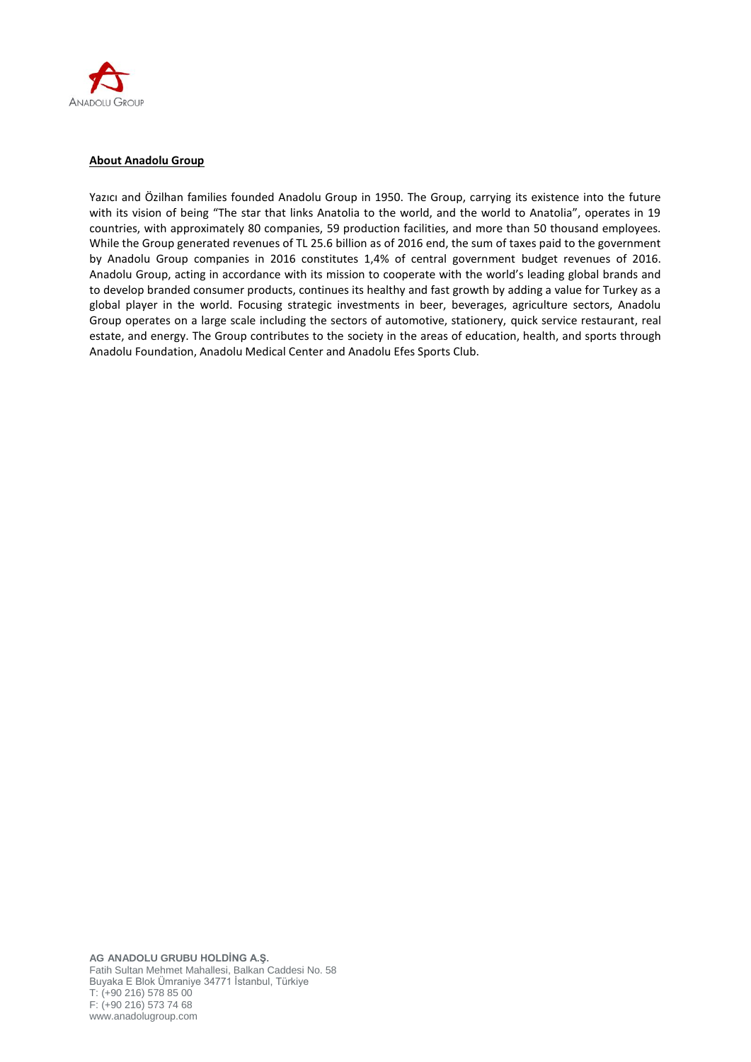**About Anadolu Group**

Yazıcı and Özilhan families founded Anadolu Group in 1950. The Group, carrying its existence into the future with its vision of being "The star that links Anatolia to the world, and the world to Anatolia", operates in 19 countries, with approximately 80 companies, 59 production facilities, and more than 50 thousand employees. While the Group generated revenues of TL 25.6 billion as of 2016 end, the sum of taxes paid to the government by Anadolu Group companies in 2016 constitutes 1,4% of central government budget revenues of 2016. Anadolu Group, acting in accordance with its mission to cooperate with the world's leading global brands and to develop branded consumer products, continues its healthy and fast growth by adding a value for Turkey as a global player in the world. Focusing strategic investments in beer, beverages, agriculture sectors, Anadolu Group operates on a large scale including the sectors of automotive, stationery, quick service restaurant, real estate, and energy. The Group contributes to the society in the areas of education, health, and sports through Anadolu Foundation, Anadolu Medical Center and Anadolu Efes Sports Club.

**AG ANADOLU GRUBU HOLDİNG A.Ş.**
Fatih Sultan Mehmet Mahallesi, Balkan Caddesi No. 58
Buyaka E Blok Ümraniye 34771 İstanbul, Türkiye
T: (+90 216) 578 85 00
F: (+90 216) 573 74 68
www.anadolugroup.com